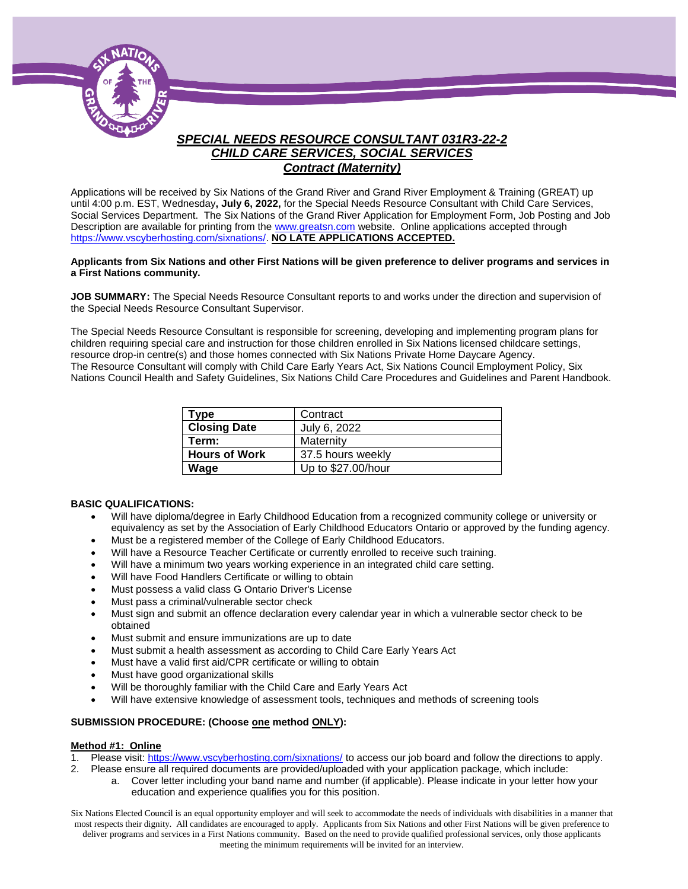# ***SPECIAL NEEDS RESOURCE CONSULTANT 031R3-22-2***
## ***CHILD CARE SERVICES, SOCIAL SERVICES***
### ***Contract (Maternity)***

Applications will be received by Six Nations of the Grand River and Grand River Employment & Training (GREAT) up until 4:00 p.m. EST, Wednesday**, July 6, 2022,** for the Special Needs Resource Consultant with Child Care Services, Social Services Department. The Six Nations of the Grand River Application for Employment Form, Job Posting and Job Description are available for printing from the www.greatsn.com website. Online applications accepted through https://www.vscyberhosting.com/sixnations/. **NO LATE APPLICATIONS ACCEPTED.**

**Applicants from Six Nations and other First Nations will be given preference to deliver programs and services in a First Nations community.**

**JOB SUMMARY:** The Special Needs Resource Consultant reports to and works under the direction and supervision of the Special Needs Resource Consultant Supervisor.

The Special Needs Resource Consultant is responsible for screening, developing and implementing program plans for children requiring special care and instruction for those children enrolled in Six Nations licensed childcare settings, resource drop-in centre(s) and those homes connected with Six Nations Private Home Daycare Agency. The Resource Consultant will comply with Child Care Early Years Act, Six Nations Council Employment Policy, Six Nations Council Health and Safety Guidelines, Six Nations Child Care Procedures and Guidelines and Parent Handbook.

| | |
|---|---|
| **Type** | Contract |
| **Closing Date** | July 6, 2022 |
| **Term:** | Maternity |
| **Hours of Work** | 37.5 hours weekly |
| **Wage** | Up to $27.00/hour |

**BASIC QUALIFICATIONS:**

- Will have diploma/degree in Early Childhood Education from a recognized community college or university or equivalency as set by the Association of Early Childhood Educators Ontario or approved by the funding agency.
- Must be a registered member of the College of Early Childhood Educators.
- Will have a Resource Teacher Certificate or currently enrolled to receive such training.
- Will have a minimum two years working experience in an integrated child care setting.
- Will have Food Handlers Certificate or willing to obtain
- Must possess a valid class G Ontario Driver's License
- Must pass a criminal/vulnerable sector check
- Must sign and submit an offence declaration every calendar year in which a vulnerable sector check to be obtained
- Must submit and ensure immunizations are up to date
- Must submit a health assessment as according to Child Care Early Years Act
- Must have a valid first aid/CPR certificate or willing to obtain
- Must have good organizational skills
- Will be thoroughly familiar with the Child Care and Early Years Act
- Will have extensive knowledge of assessment tools, techniques and methods of screening tools

**SUBMISSION PROCEDURE: (Choose one method ONLY):**

**Method #1: Online**

1. Please visit: https://www.vscyberhosting.com/sixnations/ to access our job board and follow the directions to apply.
2. Please ensure all required documents are provided/uploaded with your application package, which include:
   a. Cover letter including your band name and number (if applicable). Please indicate in your letter how your education and experience qualifies you for this position.

Six Nations Elected Council is an equal opportunity employer and will seek to accommodate the needs of individuals with disabilities in a manner that most respects their dignity. All candidates are encouraged to apply. Applicants from Six Nations and other First Nations will be given preference to deliver programs and services in a First Nations community. Based on the need to provide qualified professional services, only those applicants meeting the minimum requirements will be invited for an interview.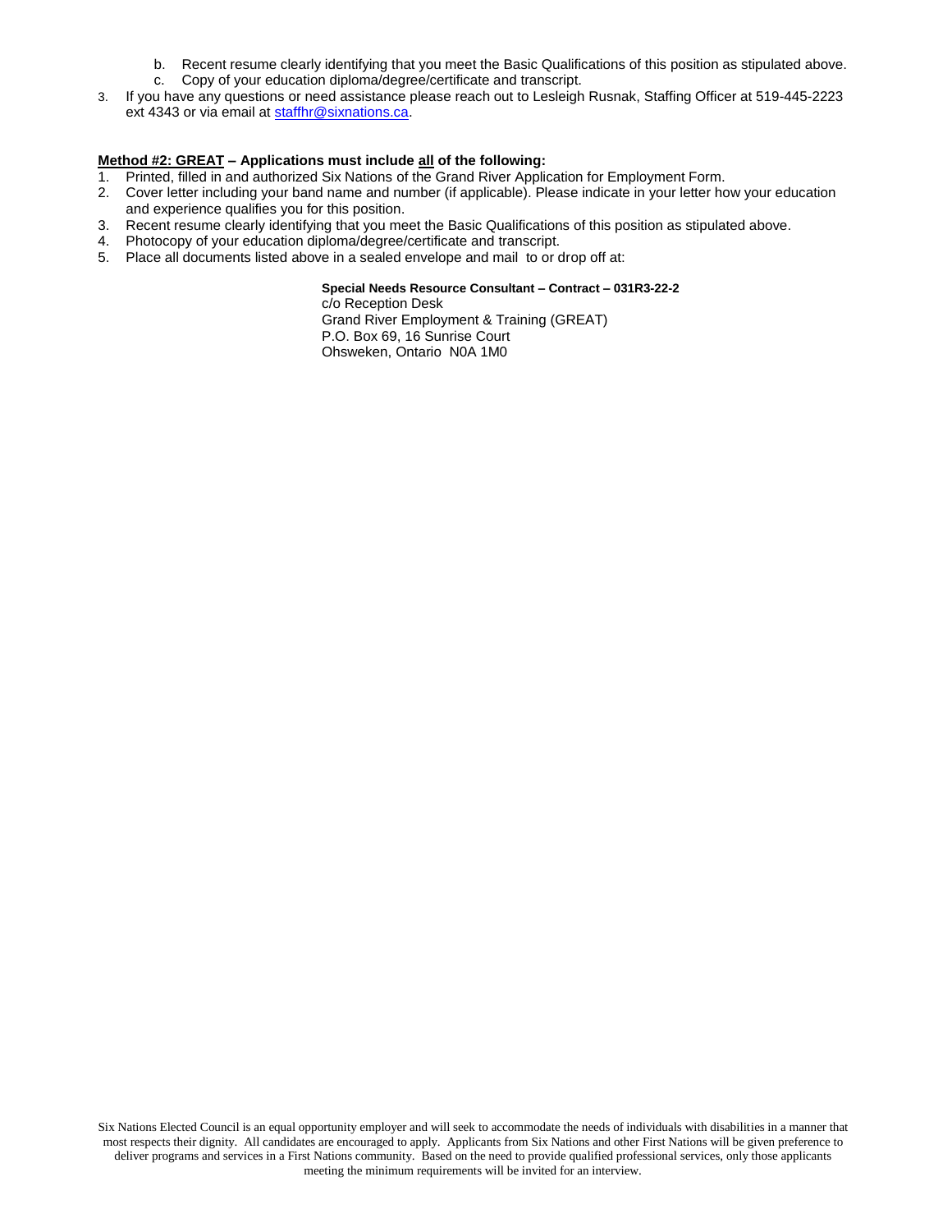b. Recent resume clearly identifying that you meet the Basic Qualifications of this position as stipulated above.
   c. Copy of your education diploma/degree/certificate and transcript.

3. If you have any questions or need assistance please reach out to Lesleigh Rusnak, Staffing Officer at 519-445-2223 ext 4343 or via email at staffhr@sixnations.ca.

**<u>Method #2: GREAT</u> – Applications must include <u>all</u> of the following:**

1. Printed, filled in and authorized Six Nations of the Grand River Application for Employment Form.
2. Cover letter including your band name and number (if applicable). Please indicate in your letter how your education and experience qualifies you for this position.
3. Recent resume clearly identifying that you meet the Basic Qualifications of this position as stipulated above.
4. Photocopy of your education diploma/degree/certificate and transcript.
5. Place all documents listed above in a sealed envelope and mail to or drop off at:

**Special Needs Resource Consultant – Contract – 031R3-22-2**
c/o Reception Desk
Grand River Employment & Training (GREAT)
P.O. Box 69, 16 Sunrise Court
Ohsweken, Ontario N0A 1M0

Six Nations Elected Council is an equal opportunity employer and will seek to accommodate the needs of individuals with disabilities in a manner that most respects their dignity. All candidates are encouraged to apply. Applicants from Six Nations and other First Nations will be given preference to deliver programs and services in a First Nations community. Based on the need to provide qualified professional services, only those applicants meeting the minimum requirements will be invited for an interview.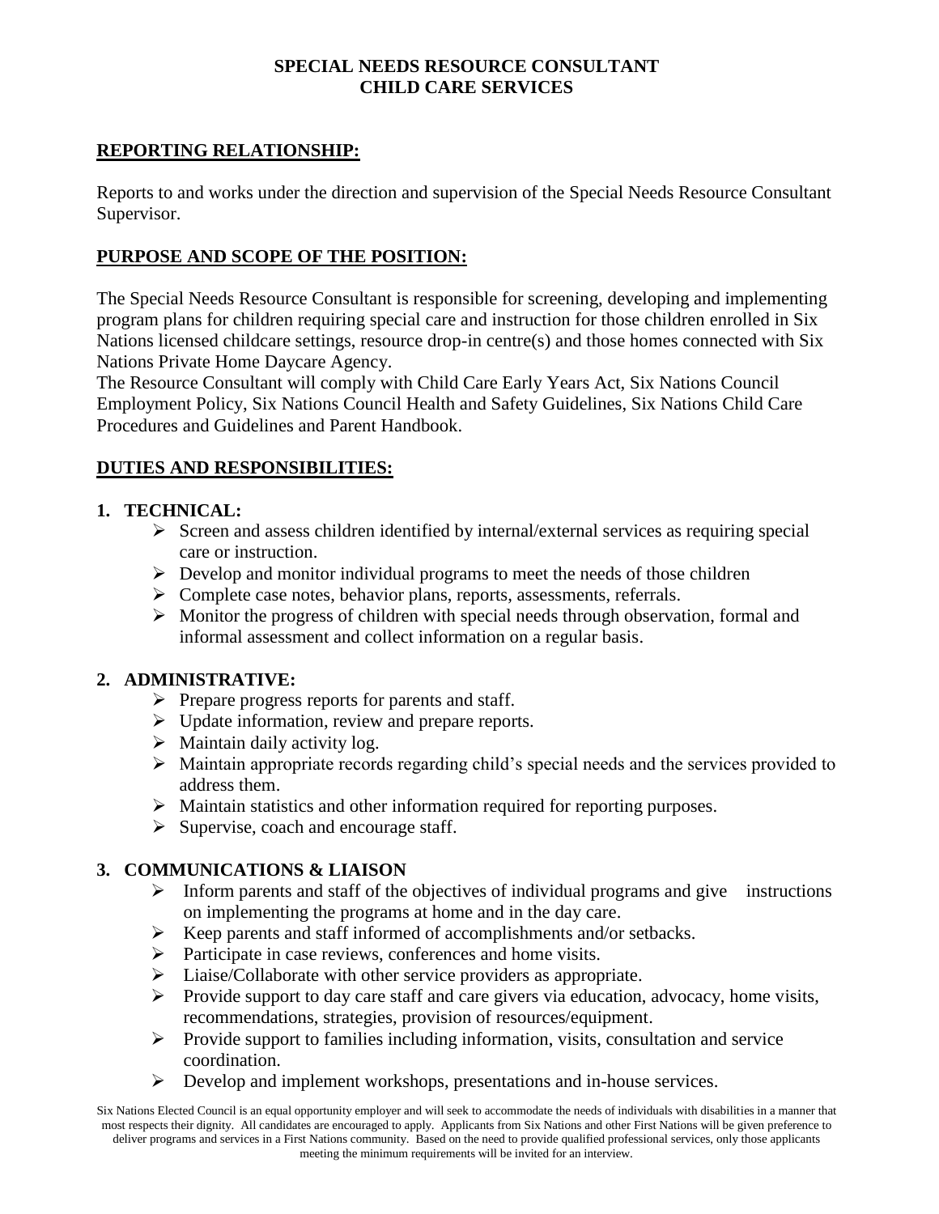**SPECIAL NEEDS RESOURCE CONSULTANT**
**CHILD CARE SERVICES**

## REPORTING RELATIONSHIP:

Reports to and works under the direction and supervision of the Special Needs Resource Consultant Supervisor.

## PURPOSE AND SCOPE OF THE POSITION:

The Special Needs Resource Consultant is responsible for screening, developing and implementing program plans for children requiring special care and instruction for those children enrolled in Six Nations licensed childcare settings, resource drop-in centre(s) and those homes connected with Six Nations Private Home Daycare Agency.

The Resource Consultant will comply with Child Care Early Years Act, Six Nations Council Employment Policy, Six Nations Council Health and Safety Guidelines, Six Nations Child Care Procedures and Guidelines and Parent Handbook.

## DUTIES AND RESPONSIBILITIES:

### 1. TECHNICAL:

- Screen and assess children identified by internal/external services as requiring special care or instruction.
- Develop and monitor individual programs to meet the needs of those children
- Complete case notes, behavior plans, reports, assessments, referrals.
- Monitor the progress of children with special needs through observation, formal and informal assessment and collect information on a regular basis.

### 2. ADMINISTRATIVE:

- Prepare progress reports for parents and staff.
- Update information, review and prepare reports.
- Maintain daily activity log.
- Maintain appropriate records regarding child's special needs and the services provided to address them.
- Maintain statistics and other information required for reporting purposes.
- Supervise, coach and encourage staff.

### 3. COMMUNICATIONS & LIAISON

- Inform parents and staff of the objectives of individual programs and give instructions on implementing the programs at home and in the day care.
- Keep parents and staff informed of accomplishments and/or setbacks.
- Participate in case reviews, conferences and home visits.
- Liaise/Collaborate with other service providers as appropriate.
- Provide support to day care staff and care givers via education, advocacy, home visits, recommendations, strategies, provision of resources/equipment.
- Provide support to families including information, visits, consultation and service coordination.
- Develop and implement workshops, presentations and in-house services.

Six Nations Elected Council is an equal opportunity employer and will seek to accommodate the needs of individuals with disabilities in a manner that most respects their dignity. All candidates are encouraged to apply. Applicants from Six Nations and other First Nations will be given preference to deliver programs and services in a First Nations community. Based on the need to provide qualified professional services, only those applicants meeting the minimum requirements will be invited for an interview.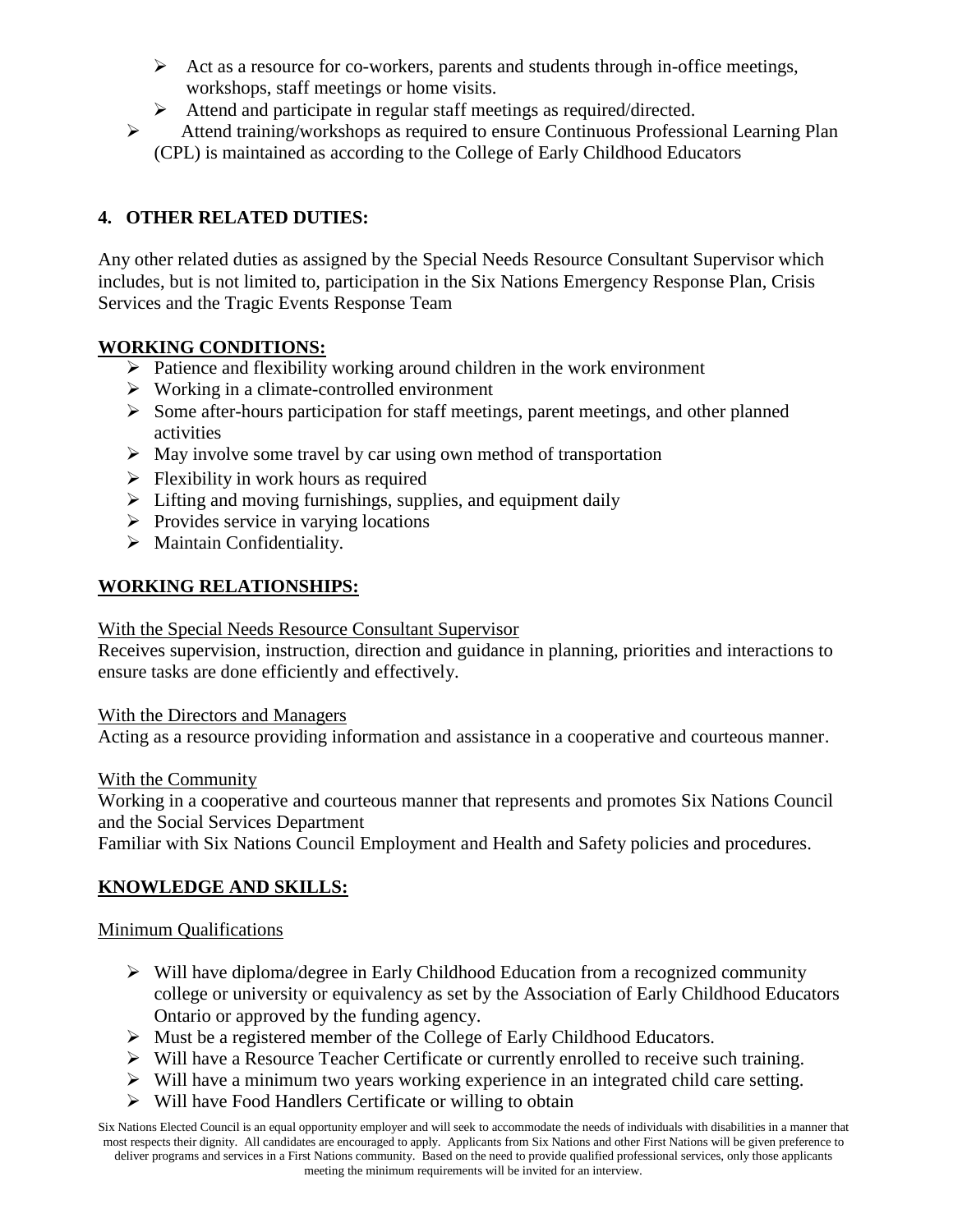- Act as a resource for co-workers, parents and students through in-office meetings, workshops, staff meetings or home visits.
- Attend and participate in regular staff meetings as required/directed.
- Attend training/workshops as required to ensure Continuous Professional Learning Plan (CPL) is maintained as according to the College of Early Childhood Educators

**4. OTHER RELATED DUTIES:**

Any other related duties as assigned by the Special Needs Resource Consultant Supervisor which includes, but is not limited to, participation in the Six Nations Emergency Response Plan, Crisis Services and the Tragic Events Response Team

## WORKING CONDITIONS:

- Patience and flexibility working around children in the work environment
- Working in a climate-controlled environment
- Some after-hours participation for staff meetings, parent meetings, and other planned activities
- May involve some travel by car using own method of transportation
- Flexibility in work hours as required
- Lifting and moving furnishings, supplies, and equipment daily
- Provides service in varying locations
- Maintain Confidentiality.

## WORKING RELATIONSHIPS:

With the Special Needs Resource Consultant Supervisor
Receives supervision, instruction, direction and guidance in planning, priorities and interactions to ensure tasks are done efficiently and effectively.

With the Directors and Managers
Acting as a resource providing information and assistance in a cooperative and courteous manner.

With the Community
Working in a cooperative and courteous manner that represents and promotes Six Nations Council and the Social Services Department
Familiar with Six Nations Council Employment and Health and Safety policies and procedures.

## KNOWLEDGE AND SKILLS:

Minimum Qualifications

- Will have diploma/degree in Early Childhood Education from a recognized community college or university or equivalency as set by the Association of Early Childhood Educators Ontario or approved by the funding agency.
- Must be a registered member of the College of Early Childhood Educators.
- Will have a Resource Teacher Certificate or currently enrolled to receive such training.
- Will have a minimum two years working experience in an integrated child care setting.
- Will have Food Handlers Certificate or willing to obtain

Six Nations Elected Council is an equal opportunity employer and will seek to accommodate the needs of individuals with disabilities in a manner that most respects their dignity. All candidates are encouraged to apply. Applicants from Six Nations and other First Nations will be given preference to deliver programs and services in a First Nations community. Based on the need to provide qualified professional services, only those applicants meeting the minimum requirements will be invited for an interview.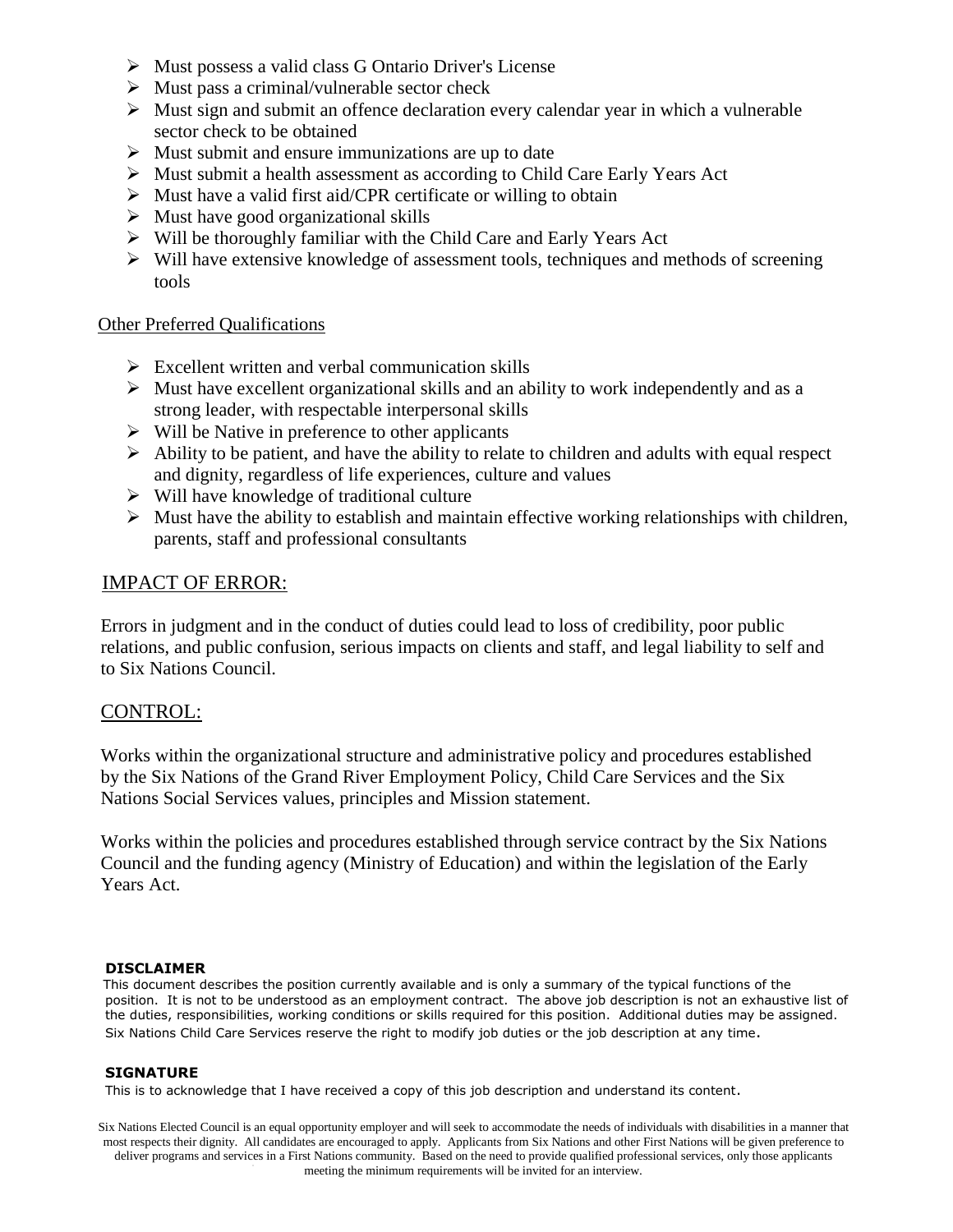- Must possess a valid class G Ontario Driver's License
- Must pass a criminal/vulnerable sector check
- Must sign and submit an offence declaration every calendar year in which a vulnerable sector check to be obtained
- Must submit and ensure immunizations are up to date
- Must submit a health assessment as according to Child Care Early Years Act
- Must have a valid first aid/CPR certificate or willing to obtain
- Must have good organizational skills
- Will be thoroughly familiar with the Child Care and Early Years Act
- Will have extensive knowledge of assessment tools, techniques and methods of screening tools

Other Preferred Qualifications

- Excellent written and verbal communication skills
- Must have excellent organizational skills and an ability to work independently and as a strong leader, with respectable interpersonal skills
- Will be Native in preference to other applicants
- Ability to be patient, and have the ability to relate to children and adults with equal respect and dignity, regardless of life experiences, culture and values
- Will have knowledge of traditional culture
- Must have the ability to establish and maintain effective working relationships with children, parents, staff and professional consultants

## IMPACT OF ERROR:

Errors in judgment and in the conduct of duties could lead to loss of credibility, poor public relations, and public confusion, serious impacts on clients and staff, and legal liability to self and to Six Nations Council.

## CONTROL:

Works within the organizational structure and administrative policy and procedures established by the Six Nations of the Grand River Employment Policy, Child Care Services and the Six Nations Social Services values, principles and Mission statement.

Works within the policies and procedures established through service contract by the Six Nations Council and the funding agency (Ministry of Education) and within the legislation of the Early Years Act.

**DISCLAIMER**

This document describes the position currently available and is only a summary of the typical functions of the position. It is not to be understood as an employment contract. The above job description is not an exhaustive list of the duties, responsibilities, working conditions or skills required for this position. Additional duties may be assigned. Six Nations Child Care Services reserve the right to modify job duties or the job description at any time.

**SIGNATURE**

This is to acknowledge that I have received a copy of this job description and understand its content.

Six Nations Elected Council is an equal opportunity employer and will seek to accommodate the needs of individuals with disabilities in a manner that most respects their dignity. All candidates are encouraged to apply. Applicants from Six Nations and other First Nations will be given preference to deliver programs and services in a First Nations community. Based on the need to provide qualified professional services, only those applicants meeting the minimum requirements will be invited for an interview.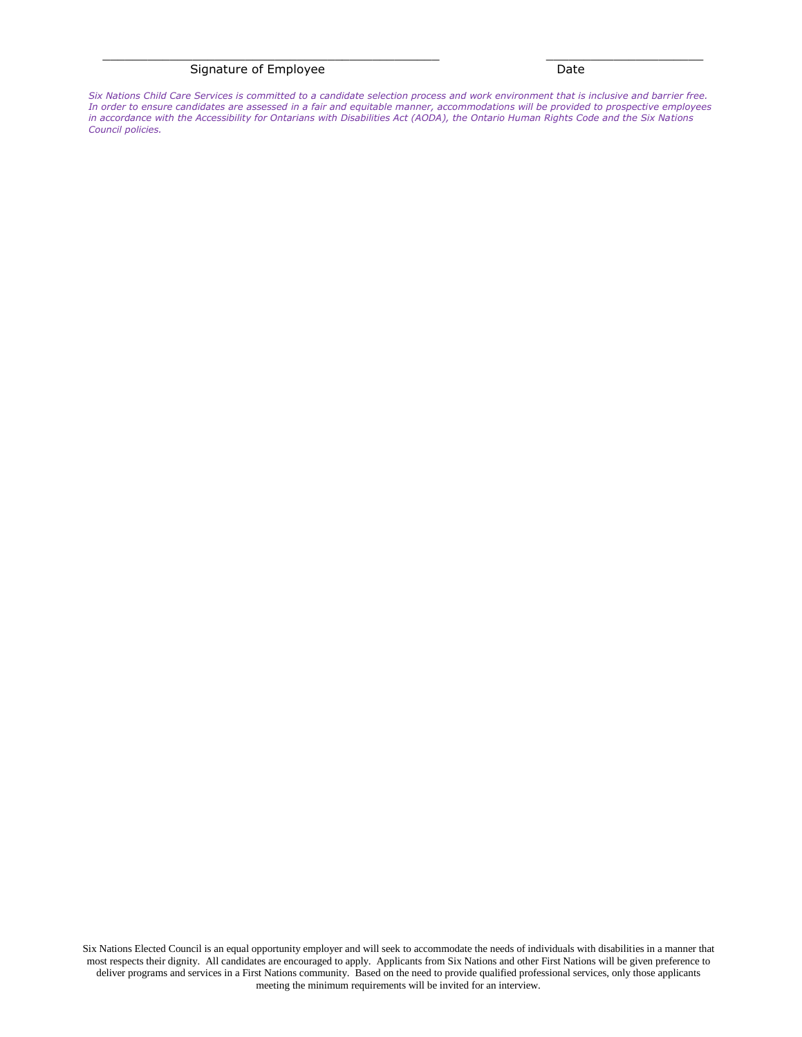\_\_\_\_\_\_\_\_\_\_\_\_\_\_\_\_\_\_\_\_\_\_\_\_\_\_\_\_\_\_\_\_\_\_\_\_\_\_\_\_\_\_\_\_\_\_\_\_\_\_ \_\_\_\_\_\_\_\_\_\_\_\_\_\_\_\_\_\_\_\_\_\_\_

Signature of Employee Date

*Six Nations Child Care Services is committed to a candidate selection process and work environment that is inclusive and barrier free. In order to ensure candidates are assessed in a fair and equitable manner, accommodations will be provided to prospective employees in accordance with the Accessibility for Ontarians with Disabilities Act (AODA), the Ontario Human Rights Code and the Six Nations Council policies.*

Six Nations Elected Council is an equal opportunity employer and will seek to accommodate the needs of individuals with disabilities in a manner that most respects their dignity. All candidates are encouraged to apply. Applicants from Six Nations and other First Nations will be given preference to deliver programs and services in a First Nations community. Based on the need to provide qualified professional services, only those applicants meeting the minimum requirements will be invited for an interview.